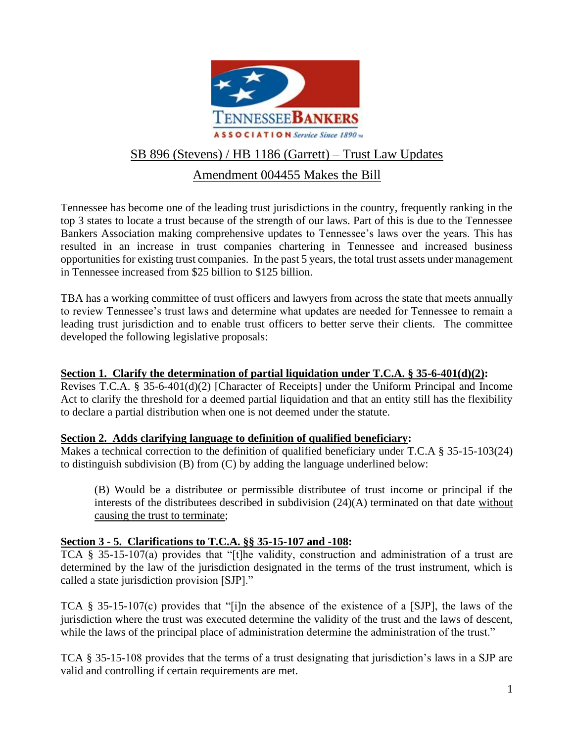TENNESSEE BANKERS ASSOCIATION Service Since 1890

# SB 896 (Stevens) / HB 1186 (Garrett) – Trust Law Updates

## Amendment 004455 Makes the Bill

Tennessee has become one of the leading trust jurisdictions in the country, frequently ranking in the top 3 states to locate a trust because of the strength of our laws. Part of this is due to the Tennessee Bankers Association making comprehensive updates to Tennessee's laws over the years. This has resulted in an increase in trust companies chartering in Tennessee and increased business opportunities for existing trust companies. In the past 5 years, the total trust assets under management in Tennessee increased from $25 billion to $125 billion.

TBA has a working committee of trust officers and lawyers from across the state that meets annually to review Tennessee's trust laws and determine what updates are needed for Tennessee to remain a leading trust jurisdiction and to enable trust officers to better serve their clients. The committee developed the following legislative proposals:

**Section 1. Clarify the determination of partial liquidation under T.C.A. § 35-6-401(d)(2):**
Revises T.C.A. § 35-6-401(d)(2) [Character of Receipts] under the Uniform Principal and Income Act to clarify the threshold for a deemed partial liquidation and that an entity still has the flexibility to declare a partial distribution when one is not deemed under the statute.

**Section 2. Adds clarifying language to definition of qualified beneficiary:**
Makes a technical correction to the definition of qualified beneficiary under T.C.A § 35-15-103(24) to distinguish subdivision (B) from (C) by adding the language underlined below:

> (B) Would be a distributee or permissible distributee of trust income or principal if the interests of the distributees described in subdivision (24)(A) terminated on that date <u>without causing the trust to terminate</u>;

**Section 3 - 5. Clarifications to T.C.A. §§ 35-15-107 and -108:**
TCA § 35-15-107(a) provides that "[t]he validity, construction and administration of a trust are determined by the law of the jurisdiction designated in the terms of the trust instrument, which is called a state jurisdiction provision [SJP]."

TCA § 35-15-107(c) provides that "[i]n the absence of the existence of a [SJP], the laws of the jurisdiction where the trust was executed determine the validity of the trust and the laws of descent, while the laws of the principal place of administration determine the administration of the trust."

TCA § 35-15-108 provides that the terms of a trust designating that jurisdiction's laws in a SJP are valid and controlling if certain requirements are met.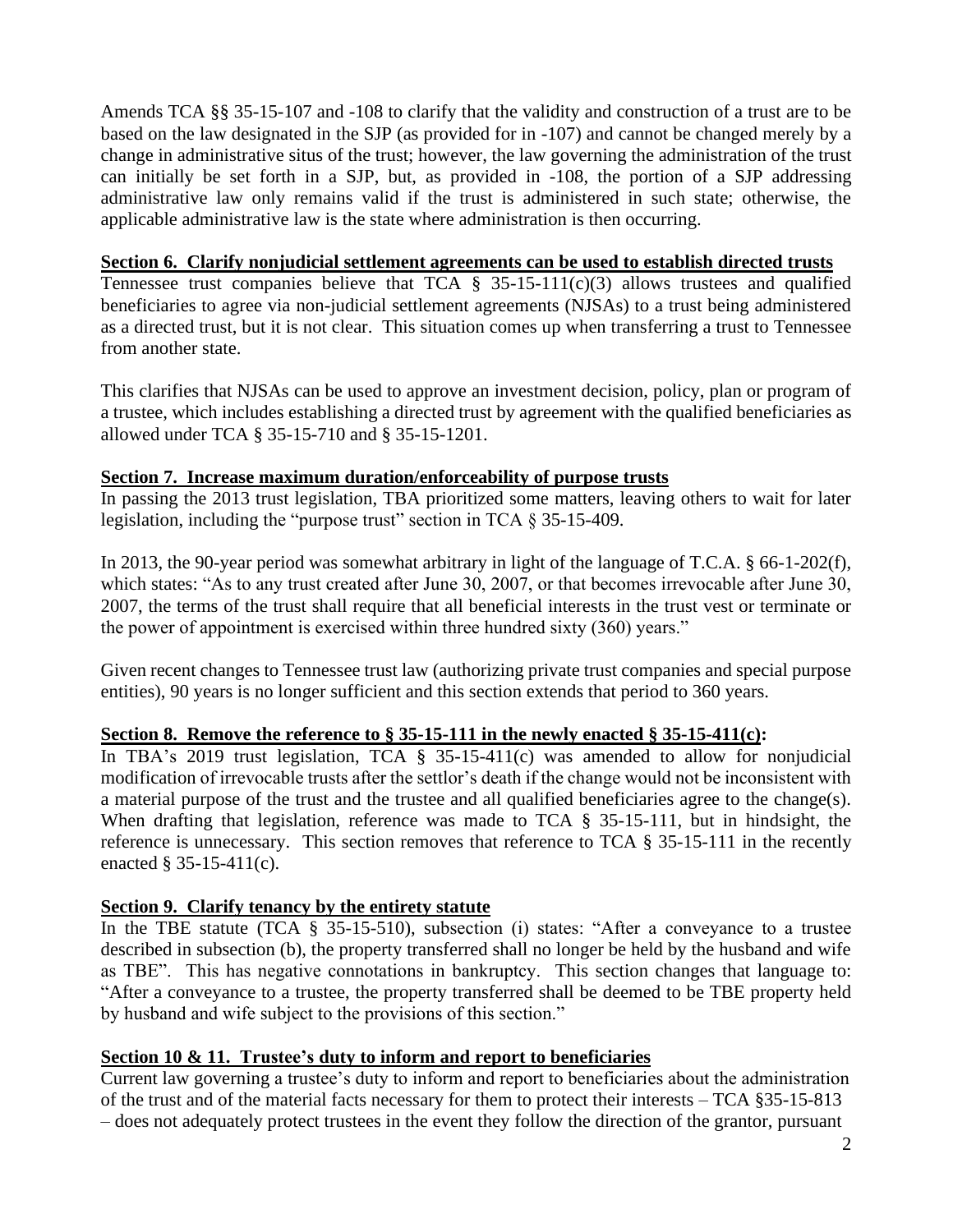Amends TCA §§ 35-15-107 and -108 to clarify that the validity and construction of a trust are to be based on the law designated in the SJP (as provided for in -107) and cannot be changed merely by a change in administrative situs of the trust; however, the law governing the administration of the trust can initially be set forth in a SJP, but, as provided in -108, the portion of a SJP addressing administrative law only remains valid if the trust is administered in such state; otherwise, the applicable administrative law is the state where administration is then occurring.

**Section 6. Clarify nonjudicial settlement agreements can be used to establish directed trusts**

Tennessee trust companies believe that TCA § 35-15-111(c)(3) allows trustees and qualified beneficiaries to agree via non-judicial settlement agreements (NJSAs) to a trust being administered as a directed trust, but it is not clear. This situation comes up when transferring a trust to Tennessee from another state.

This clarifies that NJSAs can be used to approve an investment decision, policy, plan or program of a trustee, which includes establishing a directed trust by agreement with the qualified beneficiaries as allowed under TCA § 35-15-710 and § 35-15-1201.

**Section 7. Increase maximum duration/enforceability of purpose trusts**

In passing the 2013 trust legislation, TBA prioritized some matters, leaving others to wait for later legislation, including the "purpose trust" section in TCA § 35-15-409.

In 2013, the 90-year period was somewhat arbitrary in light of the language of T.C.A. § 66-1-202(f), which states: "As to any trust created after June 30, 2007, or that becomes irrevocable after June 30, 2007, the terms of the trust shall require that all beneficial interests in the trust vest or terminate or the power of appointment is exercised within three hundred sixty (360) years."

Given recent changes to Tennessee trust law (authorizing private trust companies and special purpose entities), 90 years is no longer sufficient and this section extends that period to 360 years.

**Section 8. Remove the reference to § 35-15-111 in the newly enacted § 35-15-411(c):**

In TBA's 2019 trust legislation, TCA § 35-15-411(c) was amended to allow for nonjudicial modification of irrevocable trusts after the settlor's death if the change would not be inconsistent with a material purpose of the trust and the trustee and all qualified beneficiaries agree to the change(s). When drafting that legislation, reference was made to TCA § 35-15-111, but in hindsight, the reference is unnecessary. This section removes that reference to TCA § 35-15-111 in the recently enacted § 35-15-411(c).

**Section 9. Clarify tenancy by the entirety statute**

In the TBE statute (TCA § 35-15-510), subsection (i) states: "After a conveyance to a trustee described in subsection (b), the property transferred shall no longer be held by the husband and wife as TBE". This has negative connotations in bankruptcy. This section changes that language to: "After a conveyance to a trustee, the property transferred shall be deemed to be TBE property held by husband and wife subject to the provisions of this section."

**Section 10 & 11. Trustee's duty to inform and report to beneficiaries**

Current law governing a trustee's duty to inform and report to beneficiaries about the administration of the trust and of the material facts necessary for them to protect their interests – TCA §35-15-813 – does not adequately protect trustees in the event they follow the direction of the grantor, pursuant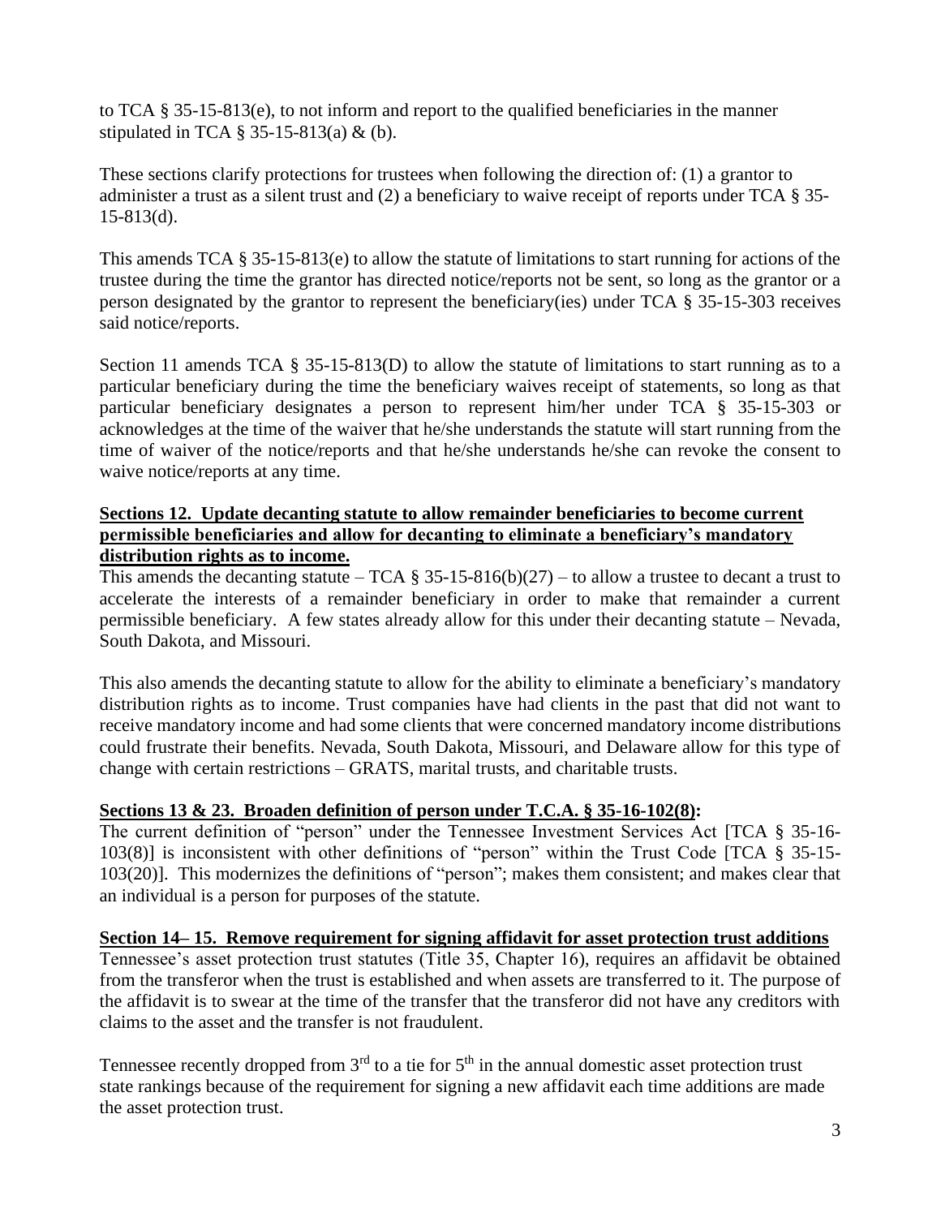to TCA § 35-15-813(e), to not inform and report to the qualified beneficiaries in the manner stipulated in TCA § 35-15-813(a) & (b).

These sections clarify protections for trustees when following the direction of: (1) a grantor to administer a trust as a silent trust and (2) a beneficiary to waive receipt of reports under TCA § 35-15-813(d).

This amends TCA § 35-15-813(e) to allow the statute of limitations to start running for actions of the trustee during the time the grantor has directed notice/reports not be sent, so long as the grantor or a person designated by the grantor to represent the beneficiary(ies) under TCA § 35-15-303 receives said notice/reports.

Section 11 amends TCA § 35-15-813(D) to allow the statute of limitations to start running as to a particular beneficiary during the time the beneficiary waives receipt of statements, so long as that particular beneficiary designates a person to represent him/her under TCA § 35-15-303 or acknowledges at the time of the waiver that he/she understands the statute will start running from the time of waiver of the notice/reports and that he/she understands he/she can revoke the consent to waive notice/reports at any time.

**Sections 12. Update decanting statute to allow remainder beneficiaries to become current permissible beneficiaries and allow for decanting to eliminate a beneficiary's mandatory distribution rights as to income.**

This amends the decanting statute – TCA § 35-15-816(b)(27) – to allow a trustee to decant a trust to accelerate the interests of a remainder beneficiary in order to make that remainder a current permissible beneficiary. A few states already allow for this under their decanting statute – Nevada, South Dakota, and Missouri.

This also amends the decanting statute to allow for the ability to eliminate a beneficiary's mandatory distribution rights as to income. Trust companies have had clients in the past that did not want to receive mandatory income and had some clients that were concerned mandatory income distributions could frustrate their benefits. Nevada, South Dakota, Missouri, and Delaware allow for this type of change with certain restrictions – GRATS, marital trusts, and charitable trusts.

**Sections 13 & 23. Broaden definition of person under T.C.A. § 35-16-102(8):**

The current definition of "person" under the Tennessee Investment Services Act [TCA § 35-16-103(8)] is inconsistent with other definitions of "person" within the Trust Code [TCA § 35-15-103(20)]. This modernizes the definitions of "person"; makes them consistent; and makes clear that an individual is a person for purposes of the statute.

**Section 14– 15. Remove requirement for signing affidavit for asset protection trust additions**

Tennessee's asset protection trust statutes (Title 35, Chapter 16), requires an affidavit be obtained from the transferor when the trust is established and when assets are transferred to it. The purpose of the affidavit is to swear at the time of the transfer that the transferor did not have any creditors with claims to the asset and the transfer is not fraudulent.

Tennessee recently dropped from 3rd to a tie for 5th in the annual domestic asset protection trust state rankings because of the requirement for signing a new affidavit each time additions are made the asset protection trust.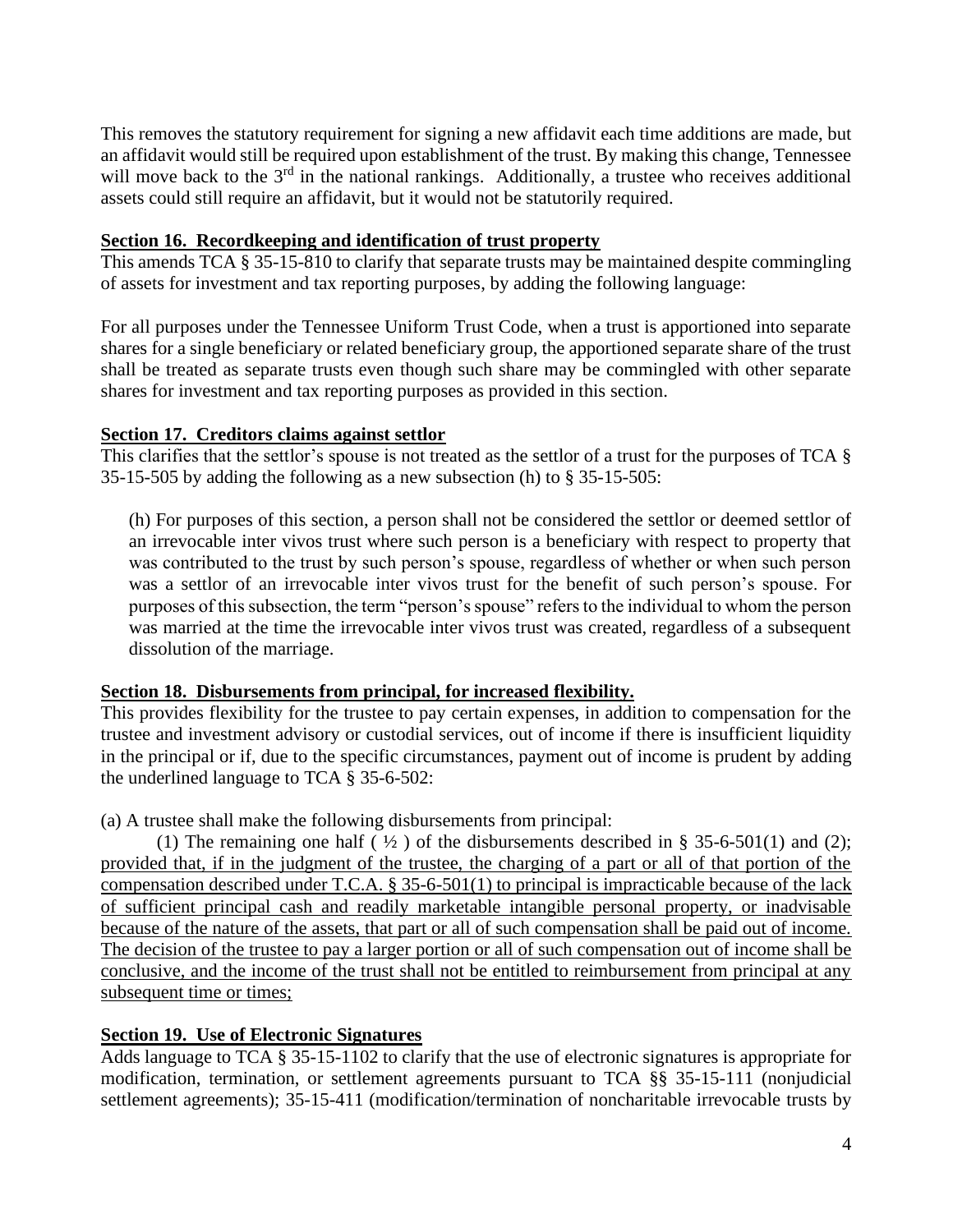This removes the statutory requirement for signing a new affidavit each time additions are made, but an affidavit would still be required upon establishment of the trust. By making this change, Tennessee will move back to the 3rd in the national rankings. Additionally, a trustee who receives additional assets could still require an affidavit, but it would not be statutorily required.

**Section 16. Recordkeeping and identification of trust property**

This amends TCA § 35-15-810 to clarify that separate trusts may be maintained despite commingling of assets for investment and tax reporting purposes, by adding the following language:

For all purposes under the Tennessee Uniform Trust Code, when a trust is apportioned into separate shares for a single beneficiary or related beneficiary group, the apportioned separate share of the trust shall be treated as separate trusts even though such share may be commingled with other separate shares for investment and tax reporting purposes as provided in this section.

**Section 17. Creditors claims against settlor**

This clarifies that the settlor's spouse is not treated as the settlor of a trust for the purposes of TCA § 35-15-505 by adding the following as a new subsection (h) to § 35-15-505:

> (h) For purposes of this section, a person shall not be considered the settlor or deemed settlor of an irrevocable inter vivos trust where such person is a beneficiary with respect to property that was contributed to the trust by such person's spouse, regardless of whether or when such person was a settlor of an irrevocable inter vivos trust for the benefit of such person's spouse. For purposes of this subsection, the term "person's spouse" refers to the individual to whom the person was married at the time the irrevocable inter vivos trust was created, regardless of a subsequent dissolution of the marriage.

**Section 18. Disbursements from principal, for increased flexibility.**

This provides flexibility for the trustee to pay certain expenses, in addition to compensation for the trustee and investment advisory or custodial services, out of income if there is insufficient liquidity in the principal or if, due to the specific circumstances, payment out of income is prudent by adding the underlined language to TCA § 35-6-502:

(a) A trustee shall make the following disbursements from principal:

(1) The remaining one half ( ½ ) of the disbursements described in § 35-6-501(1) and (2); <u>provided that, if in the judgment of the trustee, the charging of a part or all of that portion of the compensation described under T.C.A. § 35-6-501(1) to principal is impracticable because of the lack of sufficient principal cash and readily marketable intangible personal property, or inadvisable because of the nature of the assets, that part or all of such compensation shall be paid out of income. The decision of the trustee to pay a larger portion or all of such compensation out of income shall be conclusive, and the income of the trust shall not be entitled to reimbursement from principal at any subsequent time or times;</u>

**Section 19. Use of Electronic Signatures**

Adds language to TCA § 35-15-1102 to clarify that the use of electronic signatures is appropriate for modification, termination, or settlement agreements pursuant to TCA §§ 35-15-111 (nonjudicial settlement agreements); 35-15-411 (modification/termination of noncharitable irrevocable trusts by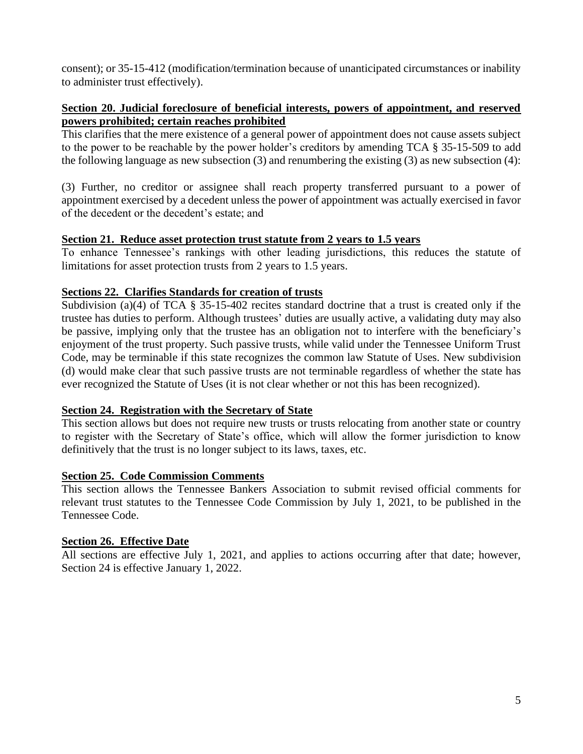consent); or 35-15-412 (modification/termination because of unanticipated circumstances or inability to administer trust effectively).

**Section 20. Judicial foreclosure of beneficial interests, powers of appointment, and reserved powers prohibited; certain reaches prohibited**

This clarifies that the mere existence of a general power of appointment does not cause assets subject to the power to be reachable by the power holder's creditors by amending TCA § 35-15-509 to add the following language as new subsection (3) and renumbering the existing (3) as new subsection (4):

(3) Further, no creditor or assignee shall reach property transferred pursuant to a power of appointment exercised by a decedent unless the power of appointment was actually exercised in favor of the decedent or the decedent's estate; and

**Section 21. Reduce asset protection trust statute from 2 years to 1.5 years**

To enhance Tennessee's rankings with other leading jurisdictions, this reduces the statute of limitations for asset protection trusts from 2 years to 1.5 years.

**Sections 22. Clarifies Standards for creation of trusts**

Subdivision (a)(4) of TCA § 35-15-402 recites standard doctrine that a trust is created only if the trustee has duties to perform. Although trustees' duties are usually active, a validating duty may also be passive, implying only that the trustee has an obligation not to interfere with the beneficiary's enjoyment of the trust property. Such passive trusts, while valid under the Tennessee Uniform Trust Code, may be terminable if this state recognizes the common law Statute of Uses. New subdivision (d) would make clear that such passive trusts are not terminable regardless of whether the state has ever recognized the Statute of Uses (it is not clear whether or not this has been recognized).

**Section 24. Registration with the Secretary of State**

This section allows but does not require new trusts or trusts relocating from another state or country to register with the Secretary of State's office, which will allow the former jurisdiction to know definitively that the trust is no longer subject to its laws, taxes, etc.

**Section 25. Code Commission Comments**

This section allows the Tennessee Bankers Association to submit revised official comments for relevant trust statutes to the Tennessee Code Commission by July 1, 2021, to be published in the Tennessee Code.

**Section 26. Effective Date**

All sections are effective July 1, 2021, and applies to actions occurring after that date; however, Section 24 is effective January 1, 2022.